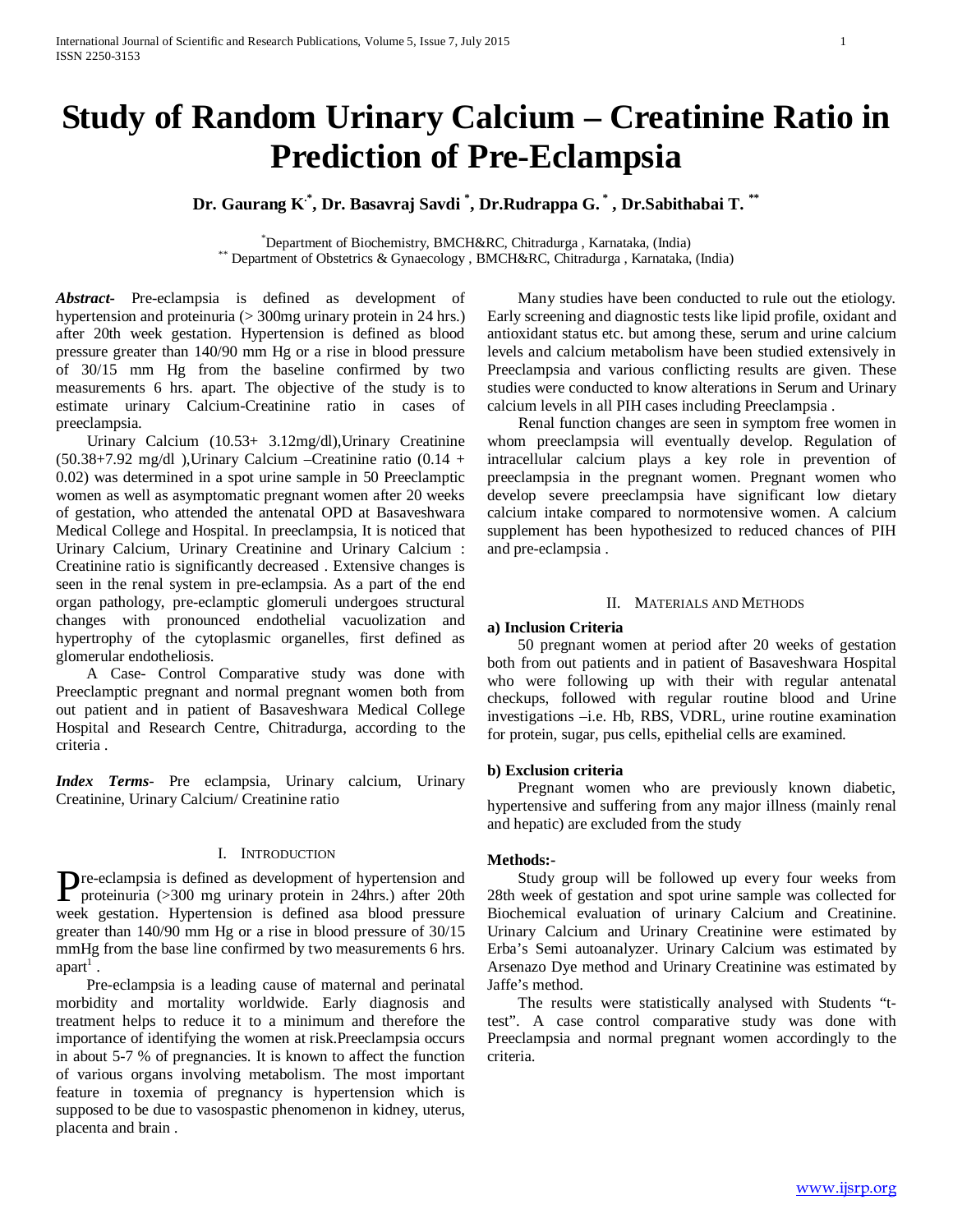# Study of Random Urinary Calcium – Creatinine Ratio in Prediction of Pre-Eclampsia

**Dr. Gaurang K[*], Dr. Basavraj Savdi [*], Dr.Rudrappa G. [*] , Dr.Sabithabai T. [**]**

[*]Department of Biochemistry, BMCH&RC, Chitradurga , Karnataka, (India)
[**] Department of Obstetrics & Gynaecology , BMCH&RC, Chitradurga , Karnataka, (India)

***Abstract***- Pre-eclampsia is defined as development of hypertension and proteinuria (> 300mg urinary protein in 24 hrs.) after 20th week gestation. Hypertension is defined as blood pressure greater than 140/90 mm Hg or a rise in blood pressure of 30/15 mm Hg from the baseline confirmed by two measurements 6 hrs. apart. The objective of the study is to estimate urinary Calcium-Creatinine ratio in cases of preeclampsia.

Urinary Calcium (10.53+ 3.12mg/dl),Urinary Creatinine (50.38+7.92 mg/dl ),Urinary Calcium –Creatinine ratio (0.14 + 0.02) was determined in a spot urine sample in 50 Preeclamptic women as well as asymptomatic pregnant women after 20 weeks of gestation, who attended the antenatal OPD at Basaveshwara Medical College and Hospital. In preeclampsia, It is noticed that Urinary Calcium, Urinary Creatinine and Urinary Calcium : Creatinine ratio is significantly decreased . Extensive changes is seen in the renal system in pre-eclampsia. As a part of the end organ pathology, pre-eclamptic glomeruli undergoes structural changes with pronounced endothelial vacuolization and hypertrophy of the cytoplasmic organelles, first defined as glomerular endotheliosis.

A Case- Control Comparative study was done with Preeclamptic pregnant and normal pregnant women both from out patient and in patient of Basaveshwara Medical College Hospital and Research Centre, Chitradurga, according to the criteria .

***Index Terms***- Pre eclampsia, Urinary calcium, Urinary Creatinine, Urinary Calcium/ Creatinine ratio

## I. Introduction

Pre-eclampsia is defined as development of hypertension and proteinuria (>300 mg urinary protein in 24hrs.) after 20th week gestation. Hypertension is defined asa blood pressure greater than 140/90 mm Hg or a rise in blood pressure of 30/15 mmHg from the base line confirmed by two measurements 6 hrs. apart[1] .

Pre-eclampsia is a leading cause of maternal and perinatal morbidity and mortality worldwide. Early diagnosis and treatment helps to reduce it to a minimum and therefore the importance of identifying the women at risk.Preeclampsia occurs in about 5-7 % of pregnancies. It is known to affect the function of various organs involving metabolism. The most important feature in toxemia of pregnancy is hypertension which is supposed to be due to vasospastic phenomenon in kidney, uterus, placenta and brain .

Many studies have been conducted to rule out the etiology. Early screening and diagnostic tests like lipid profile, oxidant and antioxidant status etc. but among these, serum and urine calcium levels and calcium metabolism have been studied extensively in Preeclampsia and various conflicting results are given. These studies were conducted to know alterations in Serum and Urinary calcium levels in all PIH cases including Preeclampsia .

Renal function changes are seen in symptom free women in whom preeclampsia will eventually develop. Regulation of intracellular calcium plays a key role in prevention of preeclampsia in the pregnant women. Pregnant women who develop severe preeclampsia have significant low dietary calcium intake compared to normotensive women. A calcium supplement has been hypothesized to reduced chances of PIH and pre-eclampsia .

## II. Materials and Methods

**a) Inclusion Criteria**

50 pregnant women at period after 20 weeks of gestation both from out patients and in patient of Basaveshwara Hospital who were following up with their with regular antenatal checkups, followed with regular routine blood and Urine investigations –i.e. Hb, RBS, VDRL, urine routine examination for protein, sugar, pus cells, epithelial cells are examined.

**b) Exclusion criteria**

Pregnant women who are previously known diabetic, hypertensive and suffering from any major illness (mainly renal and hepatic) are excluded from the study

**Methods:-**

Study group will be followed up every four weeks from 28th week of gestation and spot urine sample was collected for Biochemical evaluation of urinary Calcium and Creatinine. Urinary Calcium and Urinary Creatinine were estimated by Erba's Semi autoanalyzer. Urinary Calcium was estimated by Arsenazo Dye method and Urinary Creatinine was estimated by Jaffe's method.

The results were statistically analysed with Students "t-test". A case control comparative study was done with Preeclampsia and normal pregnant women accordingly to the criteria.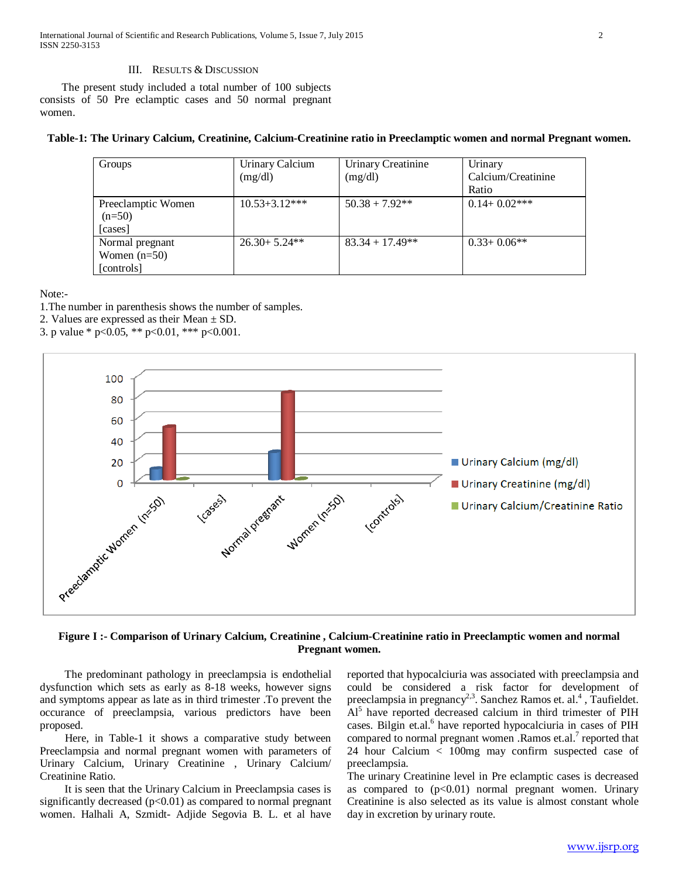## III. Results & Discussion

The present study included a total number of 100 subjects consists of 50 Pre eclamptic cases and 50 normal pregnant women.

**Table-1: The Urinary Calcium, Creatinine, Calcium-Creatinine ratio in Preeclamptic women and normal Pregnant women.**

| Groups | Urinary Calcium (mg/dl) | Urinary Creatinine (mg/dl) | Urinary Calcium/Creatinine Ratio |
|---|---|---|---|
| Preeclamptic Women (n=50) [cases] | 10.53+3.12*** | 50.38 + 7.92** | 0.14+ 0.02*** |
| Normal pregnant Women (n=50) [controls] | 26.30+ 5.24** | 83.34 + 17.49** | 0.33+ 0.06** |

Note:-
1. The number in parenthesis shows the number of samples.
2. Values are expressed as their Mean ± SD.
3. p value * $p<0.05$, ** $p<0.01$, *** $p<0.001$.

**Figure I :- Comparison of Urinary Calcium, Creatinine , Calcium-Creatinine ratio in Preeclamptic women and normal Pregnant women.**

The predominant pathology in preeclampsia is endothelial dysfunction which sets as early as 8-18 weeks, however signs and symptoms appear as late as in third trimester .To prevent the occurance of preeclampsia, various predictors have been proposed.

Here, in Table-1 it shows a comparative study between Preeclampsia and normal pregnant women with parameters of Urinary Calcium, Urinary Creatinine , Urinary Calcium/ Creatinine Ratio.

It is seen that the Urinary Calcium in Preeclampsia cases is significantly decreased ($p<0.01$) as compared to normal pregnant women. Halhali A, Szmidt- Adjide Segovia B. L. et al have reported that hypocalciuria was associated with preeclampsia and could be considered a risk factor for development of preeclampsia in pregnancy[2,3]. Sanchez Ramos et. al.[4] , Taufieldet. Al[5] have reported decreased calcium in third trimester of PIH cases. Bilgin et.al.[6] have reported hypocalciuria in cases of PIH compared to normal pregnant women .Ramos et.al.[7] reported that 24 hour Calcium < 100mg may confirm suspected case of preeclampsia.

The urinary Creatinine level in Pre eclamptic cases is decreased as compared to ($p<0.01$) normal pregnant women. Urinary Creatinine is also selected as its value is almost constant whole day in excretion by urinary route.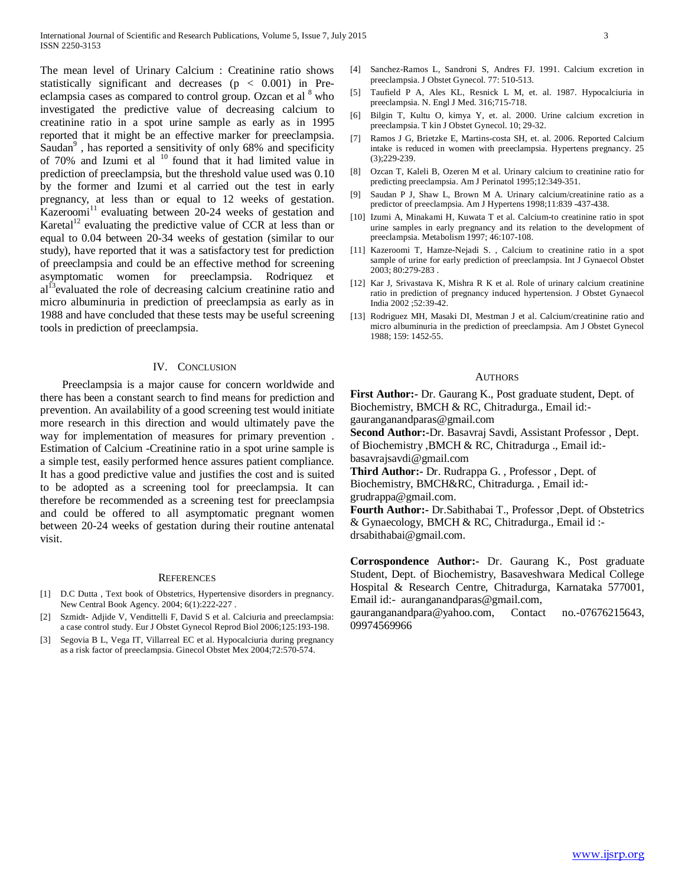The mean level of Urinary Calcium : Creatinine ratio shows statistically significant and decreases ($p < 0.001$) in Pre-eclampsia cases as compared to control group. Ozcan et al [8] who investigated the predictive value of decreasing calcium to creatinine ratio in a spot urine sample as early as in 1995 reported that it might be an effective marker for preeclampsia. Saudan[9] , has reported a sensitivity of only 68% and specificity of 70% and Izumi et al [10] found that it had limited value in prediction of preeclampsia, but the threshold value used was 0.10 by the former and Izumi et al carried out the test in early pregnancy, at less than or equal to 12 weeks of gestation. Kazeroomi[11] evaluating between 20-24 weeks of gestation and Karetal[12] evaluating the predictive value of CCR at less than or equal to 0.04 between 20-34 weeks of gestation (similar to our study), have reported that it was a satisfactory test for prediction of preeclampsia and could be an effective method for screening asymptomatic women for preeclampsia. Rodriquez et al[13]evaluated the role of decreasing calcium creatinine ratio and micro albuminuria in prediction of preeclampsia as early as in 1988 and have concluded that these tests may be useful screening tools in prediction of preeclampsia.

## IV. Conclusion

Preeclampsia is a major cause for concern worldwide and there has been a constant search to find means for prediction and prevention. An availability of a good screening test would initiate more research in this direction and would ultimately pave the way for implementation of measures for primary prevention . Estimation of Calcium -Creatinine ratio in a spot urine sample is a simple test, easily performed hence assures patient compliance. It has a good predictive value and justifies the cost and is suited to be adopted as a screening tool for preeclampsia. It can therefore be recommended as a screening test for preeclampsia and could be offered to all asymptomatic pregnant women between 20-24 weeks of gestation during their routine antenatal visit.

## References

[1] D.C Dutta , Text book of Obstetrics, Hypertensive disorders in pregnancy. New Central Book Agency. 2004; 6(1):222-227 .

[2] Szmidt- Adjide V, Vendittelli F, David S et al. Calciuria and preeclampsia: a case control study. Eur J Obstet Gynecol Reprod Biol 2006;125:193-198.

[3] Segovia B L, Vega IT, Villarreal EC et al. Hypocalciuria during pregnancy as a risk factor of preeclampsia. Ginecol Obstet Mex 2004;72:570-574.

[4] Sanchez-Ramos L, Sandroni S, Andres FJ. 1991. Calcium excretion in preeclampsia. J Obstet Gynecol. 77: 510-513.

[5] Taufield P A, Ales KL, Resnick L M, et. al. 1987. Hypocalciuria in preeclampsia. N. Engl J Med. 316;715-718.

[6] Bilgin T, Kultu O, kimya Y, et. al. 2000. Urine calcium excretion in preeclampsia. T kin J Obstet Gynecol. 10; 29-32.

[7] Ramos J G, Brietzke E, Martins-costa SH, et. al. 2006. Reported Calcium intake is reduced in women with preeclampsia. Hypertens pregnancy. 25 (3);229-239.

[8] Ozcan T, Kaleli B, Ozeren M et al. Urinary calcium to creatinine ratio for predicting preeclampsia. Am J Perinatol 1995;12:349-351.

[9] Saudan P J, Shaw L, Brown M A. Urinary calcium/creatinine ratio as a predictor of preeclampsia. Am J Hypertens 1998;11:839 -437-438.

[10] Izumi A, Minakami H, Kuwata T et al. Calcium-to creatinine ratio in spot urine samples in early pregnancy and its relation to the development of preeclampsia. Metabolism 1997; 46:107-108.

[11] Kazeroomi T, Hamze-Nejadi S. , Calcium to creatinine ratio in a spot sample of urine for early prediction of preeclampsia. Int J Gynaecol Obstet 2003; 80:279-283 .

[12] Kar J, Srivastava K, Mishra R K et al. Role of urinary calcium creatinine ratio in prediction of pregnancy induced hypertension. J Obstet Gynaecol India 2002 ;52:39-42.

[13] Rodriguez MH, Masaki DI, Mestman J et al. Calcium/creatinine ratio and micro albuminuria in the prediction of preeclampsia. Am J Obstet Gynecol 1988; 159: 1452-55.

## Authors

**First Author:-** Dr. Gaurang K., Post graduate student, Dept. of Biochemistry, BMCH & RC, Chitradurga., Email id:- gauranganandparas@gmail.com

**Second Author:-**Dr. Basavraj Savdi, Assistant Professor , Dept. of Biochemistry ,BMCH & RC, Chitradurga ., Email id:- basavrajsavdi@gmail.com

**Third Author:-** Dr. Rudrappa G. , Professor , Dept. of Biochemistry, BMCH&RC, Chitradurga. , Email id:- grudrappa@gmail.com.

**Fourth Author:-** Dr.Sabithabai T., Professor ,Dept. of Obstetrics & Gynaecology, BMCH & RC, Chitradurga., Email id :- drsabithabai@gmail.com.

**Corrospondence Author:-** Dr. Gaurang K., Post graduate Student, Dept. of Biochemistry, Basaveshwara Medical College Hospital & Research Centre, Chitradurga, Karnataka 577001, Email id:- auranganandparas@gmail.com, gauranganandpara@yahoo.com, Contact no.-07676215643, 09974569966